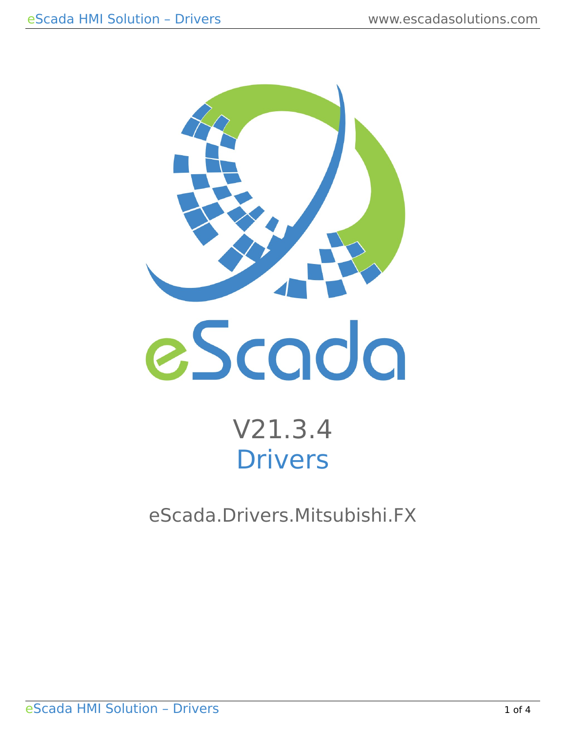# V21.3.4
# Drivers

## eScada.Drivers.Mitsubishi.FX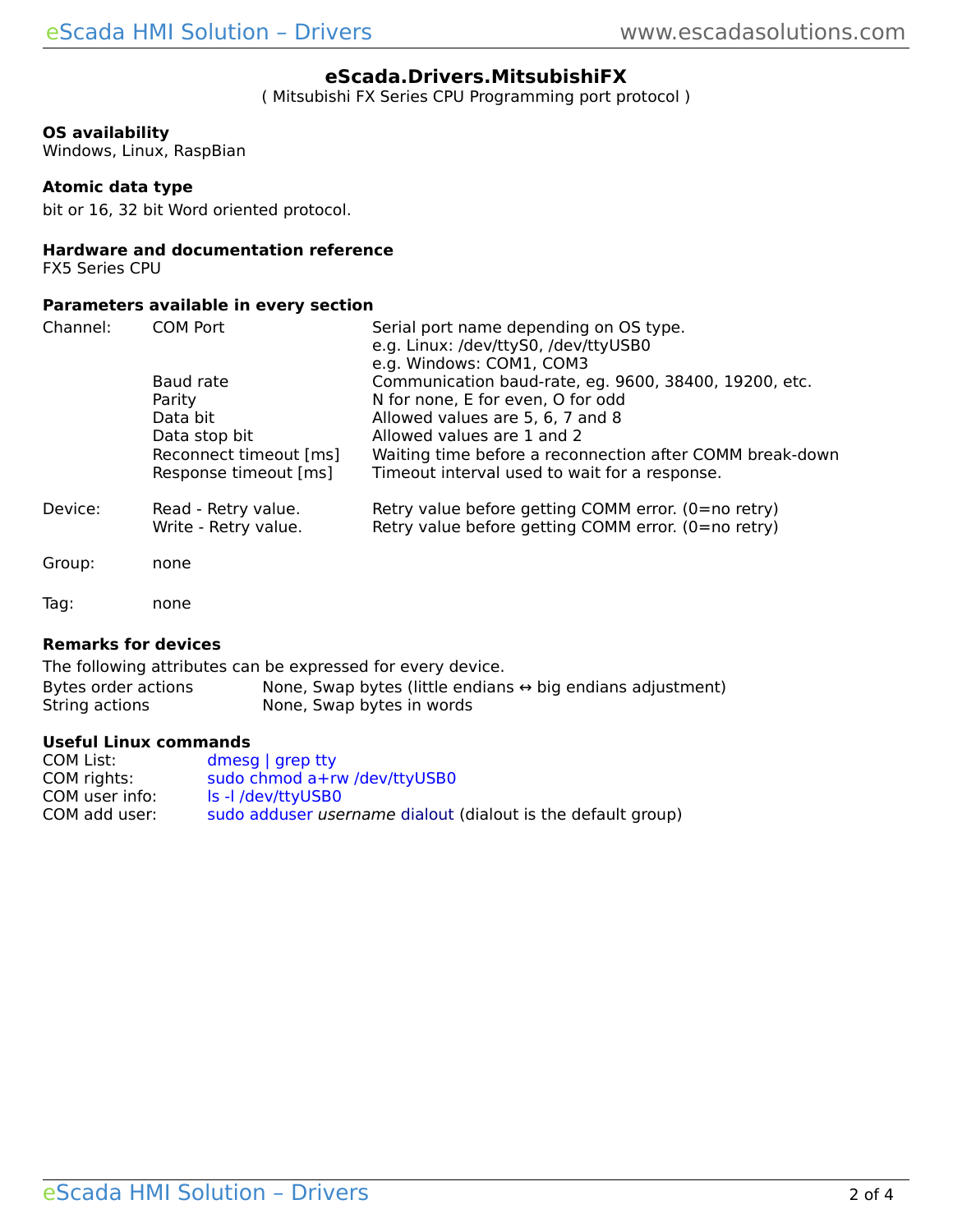## eScada.Drivers.MitsubishiFX

( Mitsubishi FX Series CPU Programming port protocol )

**OS availability**
Windows, Linux, RaspBian

**Atomic data type**
bit or 16, 32 bit Word oriented protocol.

**Hardware and documentation reference**
FX5 Series CPU

**Parameters available in every section**

| | | |
|---|---|---|
| Channel: | COM Port | Serial port name depending on OS type.<br>e.g. Linux: /dev/ttyS0, /dev/ttyUSB0<br>e.g. Windows: COM1, COM3 |
| | Baud rate | Communication baud-rate, eg. 9600, 38400, 19200, etc. |
| | Parity | N for none, E for even, O for odd |
| | Data bit | Allowed values are 5, 6, 7 and 8 |
| | Data stop bit | Allowed values are 1 and 2 |
| | Reconnect timeout [ms] | Waiting time before a reconnection after COMM break-down |
| | Response timeout [ms] | Timeout interval used to wait for a response. |
| Device: | Read - Retry value. | Retry value before getting COMM error. (0=no retry) |
| | Write - Retry value. | Retry value before getting COMM error. (0=no retry) |
| Group: | none | |
| Tag: | none | |

**Remarks for devices**

The following attributes can be expressed for every device.

| | |
|---|---|
| Bytes order actions | None, Swap bytes (little endians ↔ big endians adjustment) |
| String actions | None, Swap bytes in words |

**Useful Linux commands**

| | |
|---|---|
| COM List: | dmesg \| grep tty |
| COM rights: | sudo chmod a+rw /dev/ttyUSB0 |
| COM user info: | ls -l /dev/ttyUSB0 |
| COM add user: | sudo adduser *username* dialout (dialout is the default group) |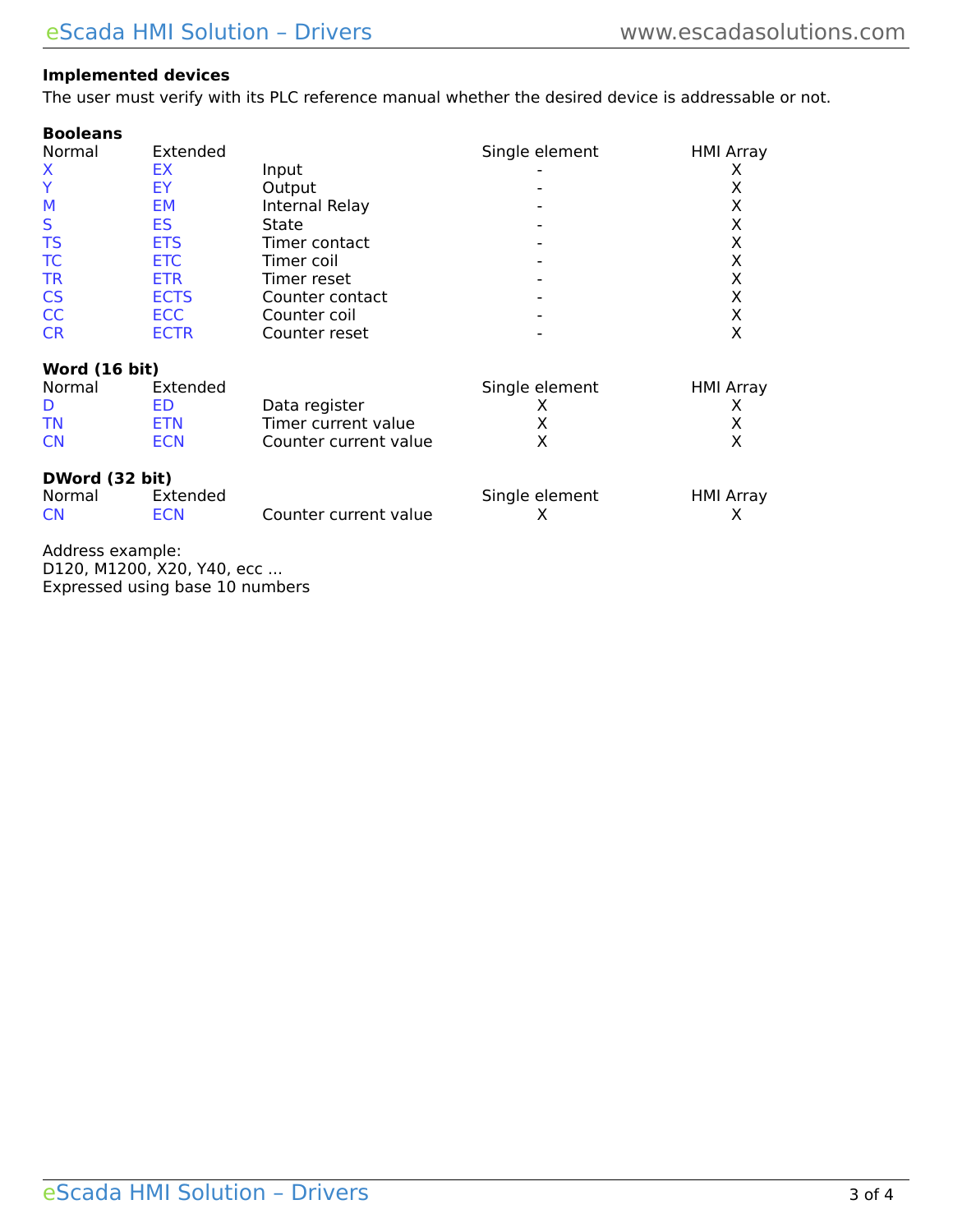**Implemented devices**

The user must verify with its PLC reference manual whether the desired device is addressable or not.

**Booleans**

| Normal | Extended | | Single element | HMI Array |
|---|---|---|---|---|
| X | EX | Input | - | X |
| Y | EY | Output | - | X |
| M | EM | Internal Relay | - | X |
| S | ES | State | - | X |
| TS | ETS | Timer contact | - | X |
| TC | ETC | Timer coil | - | X |
| TR | ETR | Timer reset | - | X |
| CS | ECTS | Counter contact | - | X |
| CC | ECC | Counter coil | - | X |
| CR | ECTR | Counter reset | - | X |

**Word (16 bit)**

| Normal | Extended | | Single element | HMI Array |
|---|---|---|---|---|
| D | ED | Data register | X | X |
| TN | ETN | Timer current value | X | X |
| CN | ECN | Counter current value | X | X |

**DWord (32 bit)**

| Normal | Extended | | Single element | HMI Array |
|---|---|---|---|---|
| CN | ECN | Counter current value | X | X |

Address example:
D120, M1200, X20, Y40, ecc ...
Expressed using base 10 numbers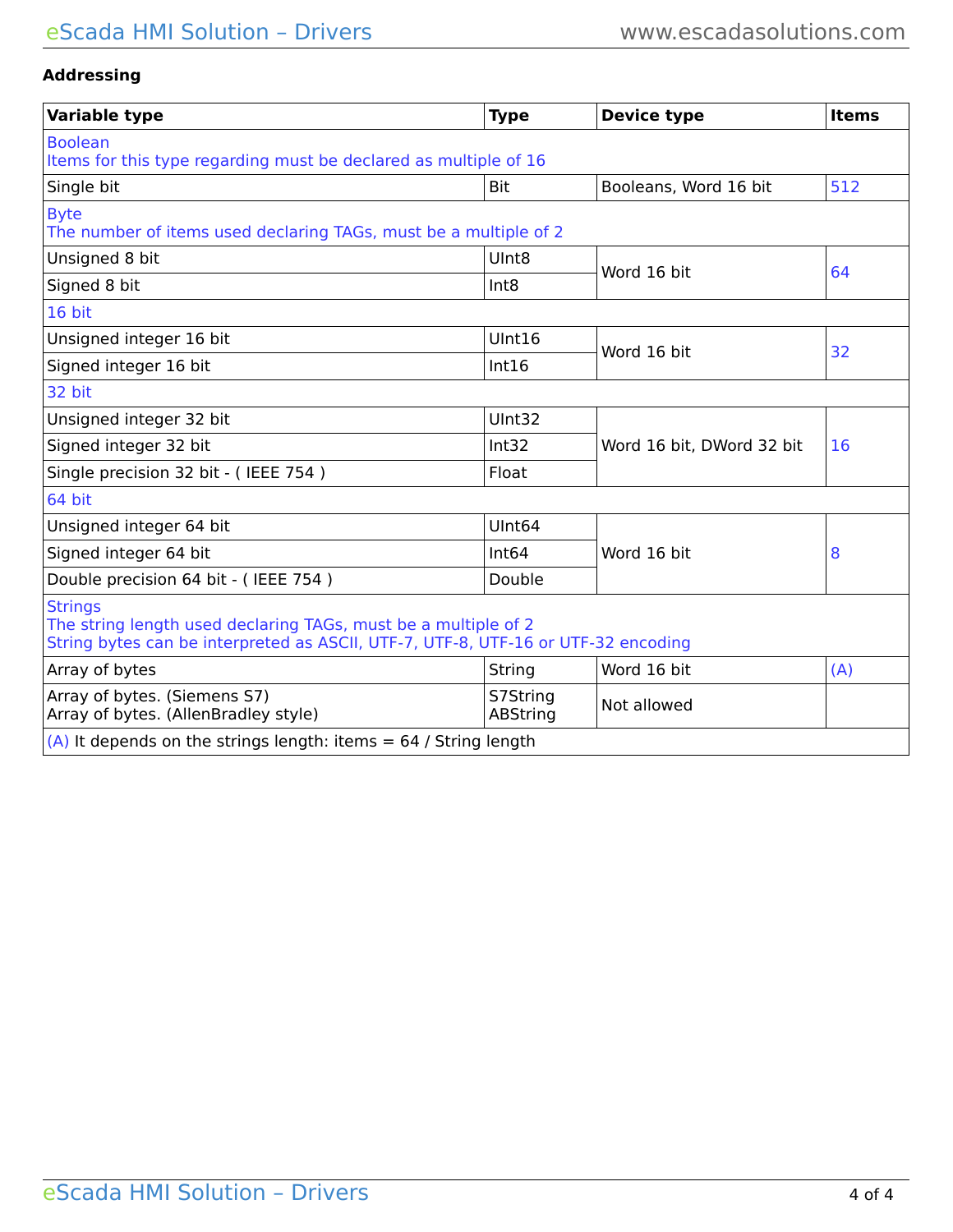**Addressing**

| Variable type | Type | Device type | Items |
|---|---|---|---|
| Boolean<br>Items for this type regarding must be declared as multiple of 16 | | | |
| Single bit | Bit | Booleans, Word 16 bit | 512 |
| Byte<br>The number of items used declaring TAGs, must be a multiple of 2 | | | |
| Unsigned 8 bit | UInt8 | Word 16 bit | 64 |
| Signed 8 bit | Int8 | | |
| 16 bit | | | |
| Unsigned integer 16 bit | UInt16 | Word 16 bit | 32 |
| Signed integer 16 bit | Int16 | | |
| 32 bit | | | |
| Unsigned integer 32 bit | UInt32 | Word 16 bit, DWord 32 bit | 16 |
| Signed integer 32 bit | Int32 | | |
| Single precision 32 bit - ( IEEE 754 ) | Float | | |
| 64 bit | | | |
| Unsigned integer 64 bit | UInt64 | Word 16 bit | 8 |
| Signed integer 64 bit | Int64 | | |
| Double precision 64 bit - ( IEEE 754 ) | Double | | |
| Strings<br>The string length used declaring TAGs, must be a multiple of 2<br>String bytes can be interpreted as ASCII, UTF-7, UTF-8, UTF-16 or UTF-32 encoding | | | |
| Array of bytes | String | Word 16 bit | (A) |
| Array of bytes. (Siemens S7)<br>Array of bytes. (AllenBradley style) | S7String<br>ABString | Not allowed | |
| (A) It depends on the strings length: items = 64 / String length | | | |